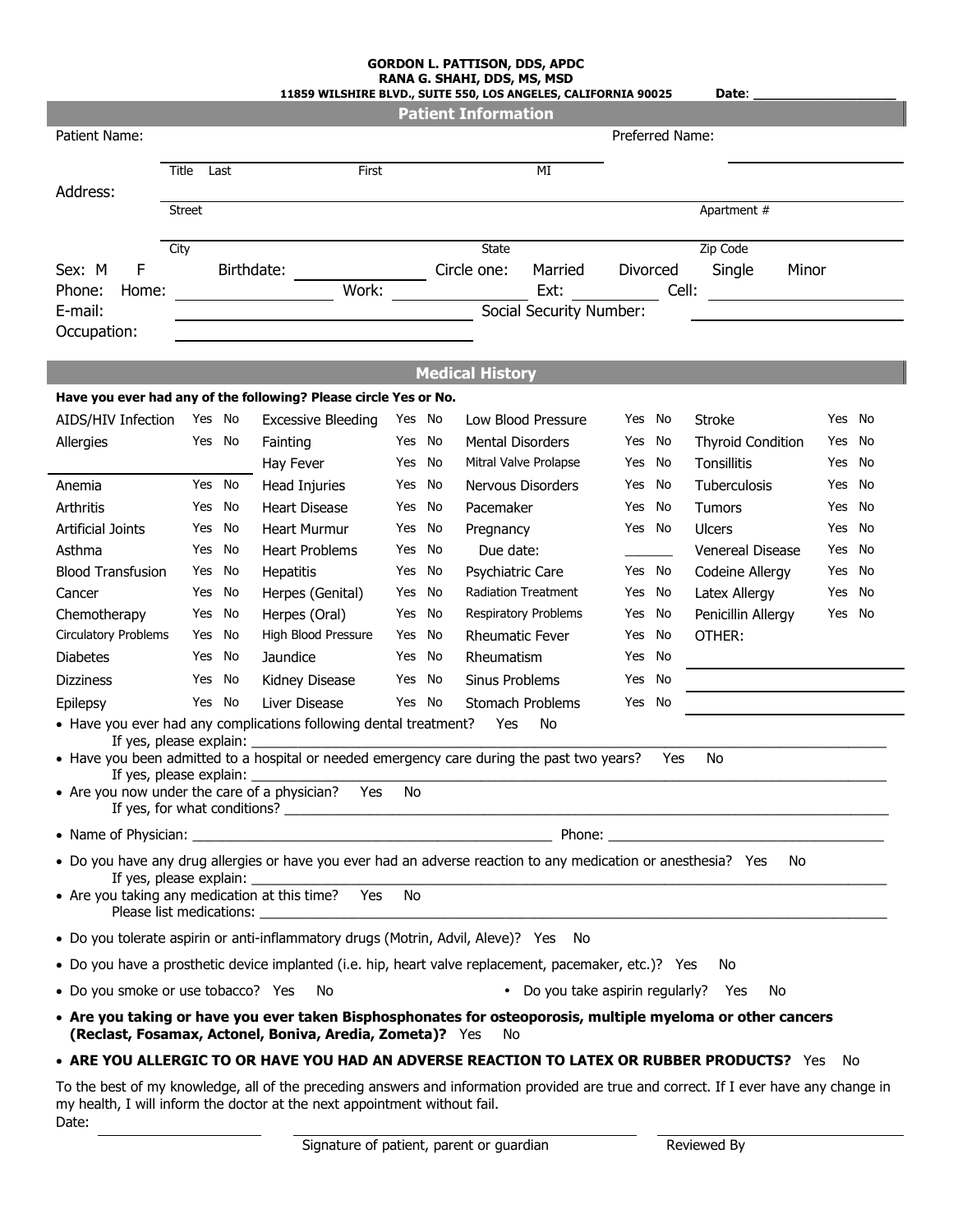**GORDON L. PATTISON, DDS, APDC**
**RANA G. SHAHI, DDS, MS, MSD**
**11859 WILSHIRE BLVD., SUITE 550, LOS ANGELES, CALIFORNIA 90025** **Date**: ___________________

## Patient Information

Patient Name: ______________________________________ Preferred Name: ____________________

Title Last First MI

Address: ______________________________________________________________

Street Apartment #

______________________________________________________________

City State Zip Code

Sex: M F Birthdate: ______________ Circle one: Married Divorced Single Minor

Phone: Home: ______________ Work: ______________ Ext: __________ Cell: ______________

E-mail: ______________________________ Social Security Number: ______________________

Occupation: ______________________________

## Medical History

**Have you ever had any of the following? Please circle Yes or No.**

| | | | | | | | |
|---|---|---|---|---|---|---|---|
| AIDS/HIV Infection | Yes No | Excessive Bleeding | Yes No | Low Blood Pressure | Yes No | Stroke | Yes No |
| Allergies | Yes No | Fainting | Yes No | Mental Disorders | Yes No | Thyroid Condition | Yes No |
| ____________ | | Hay Fever | Yes No | Mitral Valve Prolapse | Yes No | Tonsillitis | Yes No |
| Anemia | Yes No | Head Injuries | Yes No | Nervous Disorders | Yes No | Tuberculosis | Yes No |
| Arthritis | Yes No | Heart Disease | Yes No | Pacemaker | Yes No | Tumors | Yes No |
| Artificial Joints | Yes No | Heart Murmur | Yes No | Pregnancy | Yes No | Ulcers | Yes No |
| Asthma | Yes No | Heart Problems | Yes No | Due date: | ______ | Venereal Disease | Yes No |
| Blood Transfusion | Yes No | Hepatitis | Yes No | Psychiatric Care | Yes No | Codeine Allergy | Yes No |
| Cancer | Yes No | Herpes (Genital) | Yes No | Radiation Treatment | Yes No | Latex Allergy | Yes No |
| Chemotherapy | Yes No | Herpes (Oral) | Yes No | Respiratory Problems | Yes No | Penicillin Allergy | Yes No |
| Circulatory Problems | Yes No | High Blood Pressure | Yes No | Rheumatic Fever | Yes No | OTHER: | |
| Diabetes | Yes No | Jaundice | Yes No | Rheumatism | Yes No | ____________ | |
| Dizziness | Yes No | Kidney Disease | Yes No | Sinus Problems | Yes No | ____________ | |
| Epilepsy | Yes No | Liver Disease | Yes No | Stomach Problems | Yes No | ____________ | |

- Have you ever had any complications following dental treatment? Yes No
  If yes, please explain: ______________________________________________
- Have you been admitted to a hospital or needed emergency care during the past two years? Yes No
  If yes, please explain: ______________________________________________
- Are you now under the care of a physician? Yes No
  If yes, for what conditions? ______________________________________________
- Name of Physician: ______________________________ Phone: ______________________
- Do you have any drug allergies or have you ever had an adverse reaction to any medication or anesthesia? Yes No
  If yes, please explain: ______________________________________________
- Are you taking any medication at this time? Yes No
  Please list medications: ______________________________________________
- Do you tolerate aspirin or anti-inflammatory drugs (Motrin, Advil, Aleve)? Yes No
- Do you have a prosthetic device implanted (i.e. hip, heart valve replacement, pacemaker, etc.)? Yes No
- Do you smoke or use tobacco? Yes No
- Do you take aspirin regularly? Yes No
- **Are you taking or have you ever taken Bisphosphonates for osteoporosis, multiple myeloma or other cancers (Reclast, Fosamax, Actonel, Boniva, Aredia, Zometa)?** Yes No
- **ARE YOU ALLERGIC TO OR HAVE YOU HAD AN ADVERSE REACTION TO LATEX OR RUBBER PRODUCTS?** Yes No

To the best of my knowledge, all of the preceding answers and information provided are true and correct. If I ever have any change in my health, I will inform the doctor at the next appointment without fail.

Date: ______________ ______________________________ ______________________

Signature of patient, parent or guardian Reviewed By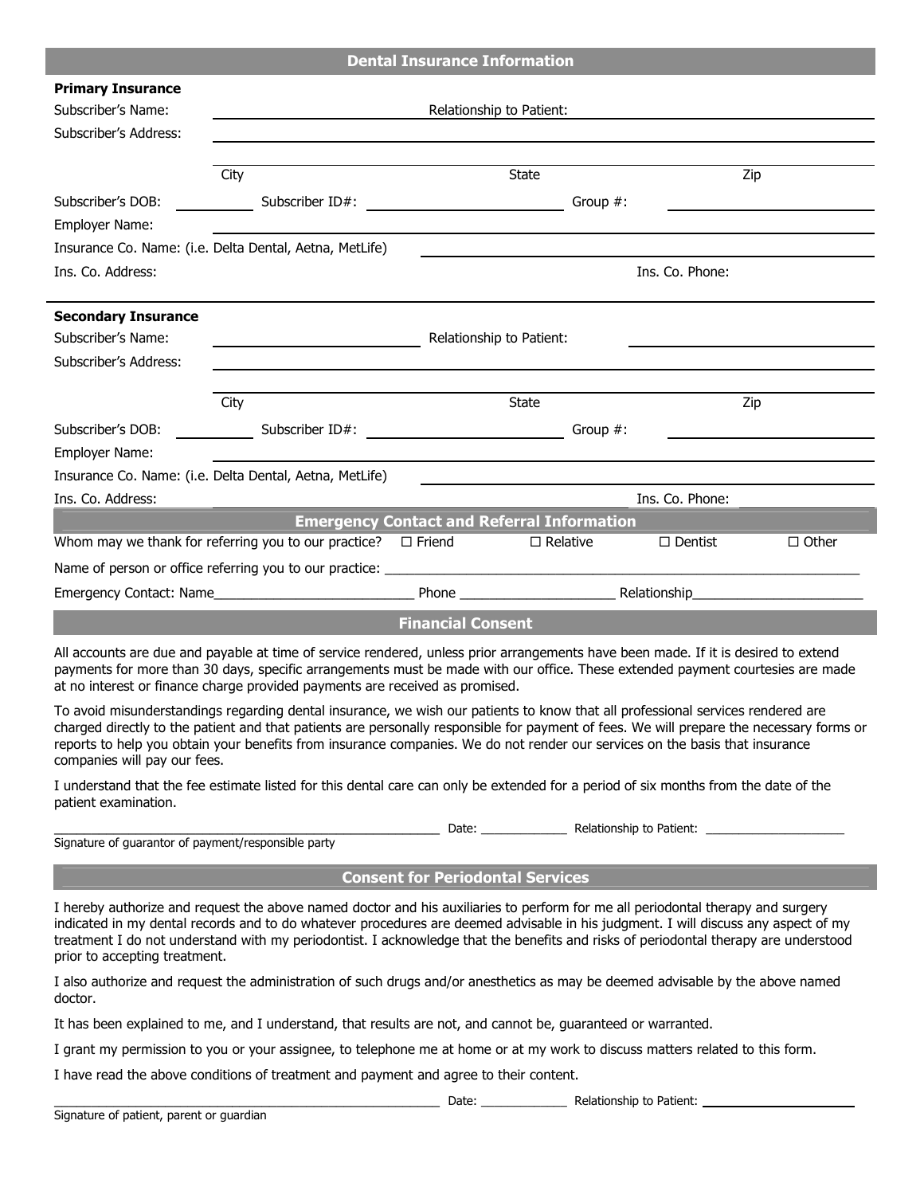## Dental Insurance Information

**Primary Insurance**

Subscriber's Name: ____________________ Relationship to Patient: ____________________

Subscriber's Address: ________________________________________

City ____________ State ____________ Zip ____________

Subscriber's DOB: ________ Subscriber ID#: ____________________ Group #: ____________________

Employer Name: ________________________________________

Insurance Co. Name: (i.e. Delta Dental, Aetna, MetLife) ____________________

Ins. Co. Address: Ins. Co. Phone:

**Secondary Insurance**

Subscriber's Name: ____________________ Relationship to Patient: ____________________

Subscriber's Address: ________________________________________

City ____________ State ____________ Zip ____________

Subscriber's DOB: ________ Subscriber ID#: ____________________ Group #: ____________________

Employer Name: ________________________________________

Insurance Co. Name: (i.e. Delta Dental, Aetna, MetLife) ____________________

Ins. Co. Address: ____________________ Ins. Co. Phone: ____________

## Emergency Contact and Referral Information

Whom may we thank for referring you to our practice? ☐ Friend ☐ Relative ☐ Dentist ☐ Other

Name of person or office referring you to our practice: ________________________________________

Emergency Contact: Name__________________________ Phone ____________________ Relationship______________________

## Financial Consent

All accounts are due and payable at time of service rendered, unless prior arrangements have been made. If it is desired to extend payments for more than 30 days, specific arrangements must be made with our office. These extended payment courtesies are made at no interest or finance charge provided payments are received as promised.

To avoid misunderstandings regarding dental insurance, we wish our patients to know that all professional services rendered are charged directly to the patient and that patients are personally responsible for payment of fees. We will prepare the necessary forms or reports to help you obtain your benefits from insurance companies. We do not render our services on the basis that insurance companies will pay our fees.

I understand that the fee estimate listed for this dental care can only be extended for a period of six months from the date of the patient examination.

________________________________________ Date: ____________ Relationship to Patient: ____________________

Signature of guarantor of payment/responsible party

## Consent for Periodontal Services

I hereby authorize and request the above named doctor and his auxiliaries to perform for me all periodontal therapy and surgery indicated in my dental records and to do whatever procedures are deemed advisable in his judgment. I will discuss any aspect of my treatment I do not understand with my periodontist. I acknowledge that the benefits and risks of periodontal therapy are understood prior to accepting treatment.

I also authorize and request the administration of such drugs and/or anesthetics as may be deemed advisable by the above named doctor.

It has been explained to me, and I understand, that results are not, and cannot be, guaranteed or warranted.

I grant my permission to you or your assignee, to telephone me at home or at my work to discuss matters related to this form.

I have read the above conditions of treatment and payment and agree to their content.

________________________________________ Date: ____________ Relationship to Patient: ____________________

Signature of patient, parent or guardian